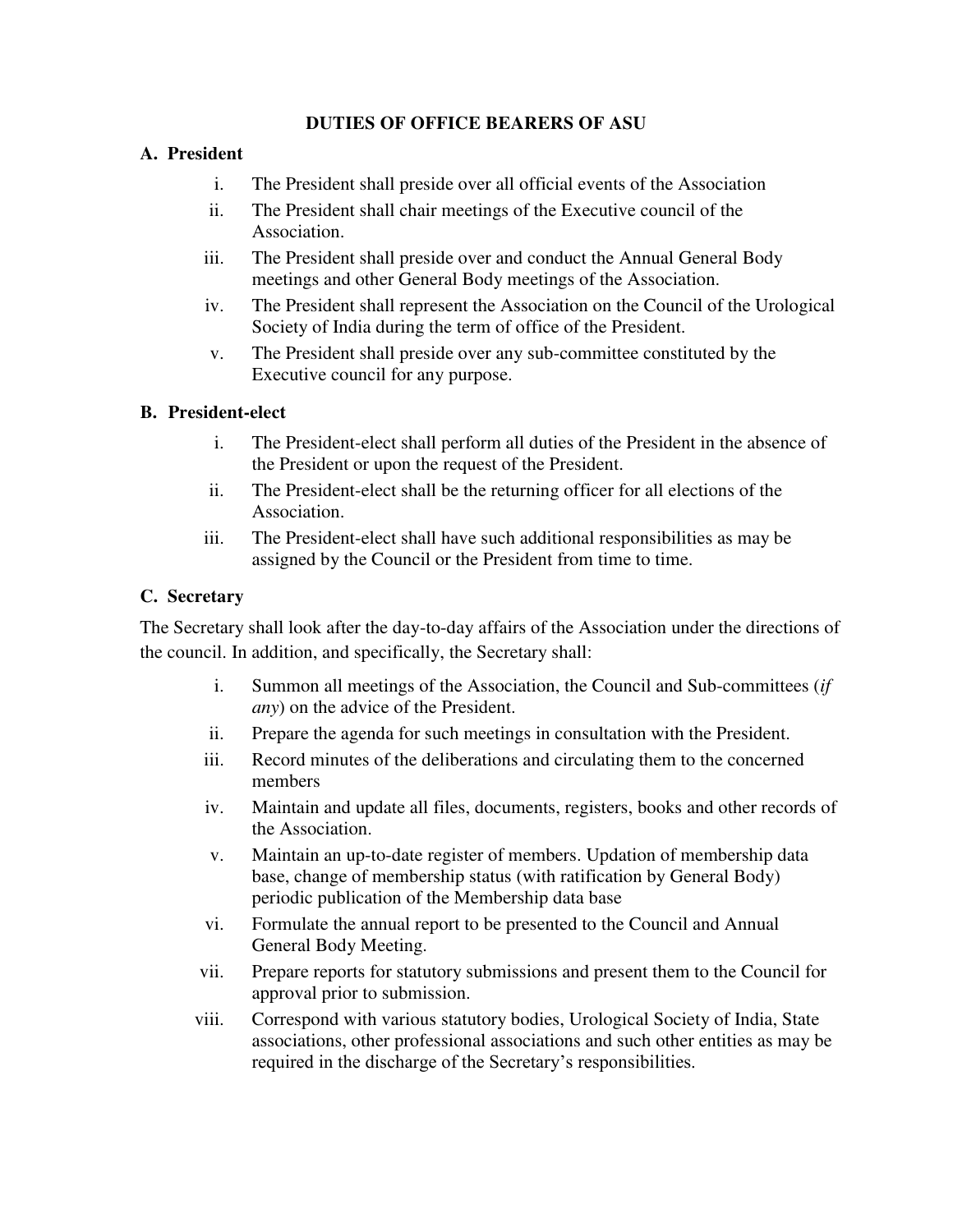# DUTIES OF OFFICE BEARERS OF ASU

## A. President

i. The President shall preside over all official events of the Association

ii. The President shall chair meetings of the Executive council of the Association.

iii. The President shall preside over and conduct the Annual General Body meetings and other General Body meetings of the Association.

iv. The President shall represent the Association on the Council of the Urological Society of India during the term of office of the President.

v. The President shall preside over any sub-committee constituted by the Executive council for any purpose.

## B. President-elect

i. The President-elect shall perform all duties of the President in the absence of the President or upon the request of the President.

ii. The President-elect shall be the returning officer for all elections of the Association.

iii. The President-elect shall have such additional responsibilities as may be assigned by the Council or the President from time to time.

## C. Secretary

The Secretary shall look after the day-to-day affairs of the Association under the directions of the council. In addition, and specifically, the Secretary shall:

i. Summon all meetings of the Association, the Council and Sub-committees (*if any*) on the advice of the President.

ii. Prepare the agenda for such meetings in consultation with the President.

iii. Record minutes of the deliberations and circulating them to the concerned members

iv. Maintain and update all files, documents, registers, books and other records of the Association.

v. Maintain an up-to-date register of members. Updation of membership data base, change of membership status (with ratification by General Body) periodic publication of the Membership data base

vi. Formulate the annual report to be presented to the Council and Annual General Body Meeting.

vii. Prepare reports for statutory submissions and present them to the Council for approval prior to submission.

viii. Correspond with various statutory bodies, Urological Society of India, State associations, other professional associations and such other entities as may be required in the discharge of the Secretary's responsibilities.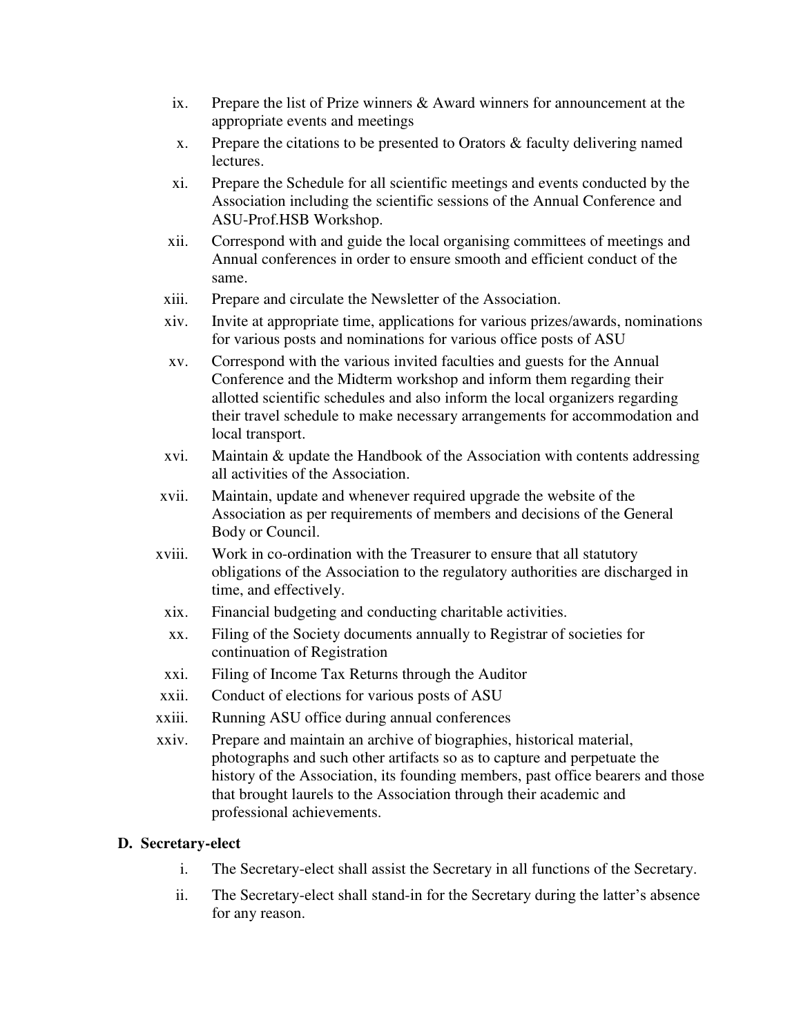ix. Prepare the list of Prize winners & Award winners for announcement at the appropriate events and meetings

x. Prepare the citations to be presented to Orators & faculty delivering named lectures.

xi. Prepare the Schedule for all scientific meetings and events conducted by the Association including the scientific sessions of the Annual Conference and ASU-Prof.HSB Workshop.

xii. Correspond with and guide the local organising committees of meetings and Annual conferences in order to ensure smooth and efficient conduct of the same.

xiii. Prepare and circulate the Newsletter of the Association.

xiv. Invite at appropriate time, applications for various prizes/awards, nominations for various posts and nominations for various office posts of ASU

xv. Correspond with the various invited faculties and guests for the Annual Conference and the Midterm workshop and inform them regarding their allotted scientific schedules and also inform the local organizers regarding their travel schedule to make necessary arrangements for accommodation and local transport.

xvi. Maintain & update the Handbook of the Association with contents addressing all activities of the Association.

xvii. Maintain, update and whenever required upgrade the website of the Association as per requirements of members and decisions of the General Body or Council.

xviii. Work in co-ordination with the Treasurer to ensure that all statutory obligations of the Association to the regulatory authorities are discharged in time, and effectively.

xix. Financial budgeting and conducting charitable activities.

xx. Filing of the Society documents annually to Registrar of societies for continuation of Registration

xxi. Filing of Income Tax Returns through the Auditor

xxii. Conduct of elections for various posts of ASU

xxiii. Running ASU office during annual conferences

xxiv. Prepare and maintain an archive of biographies, historical material, photographs and such other artifacts so as to capture and perpetuate the history of the Association, its founding members, past office bearers and those that brought laurels to the Association through their academic and professional achievements.

**D. Secretary-elect**

i. The Secretary-elect shall assist the Secretary in all functions of the Secretary.

ii. The Secretary-elect shall stand-in for the Secretary during the latter's absence for any reason.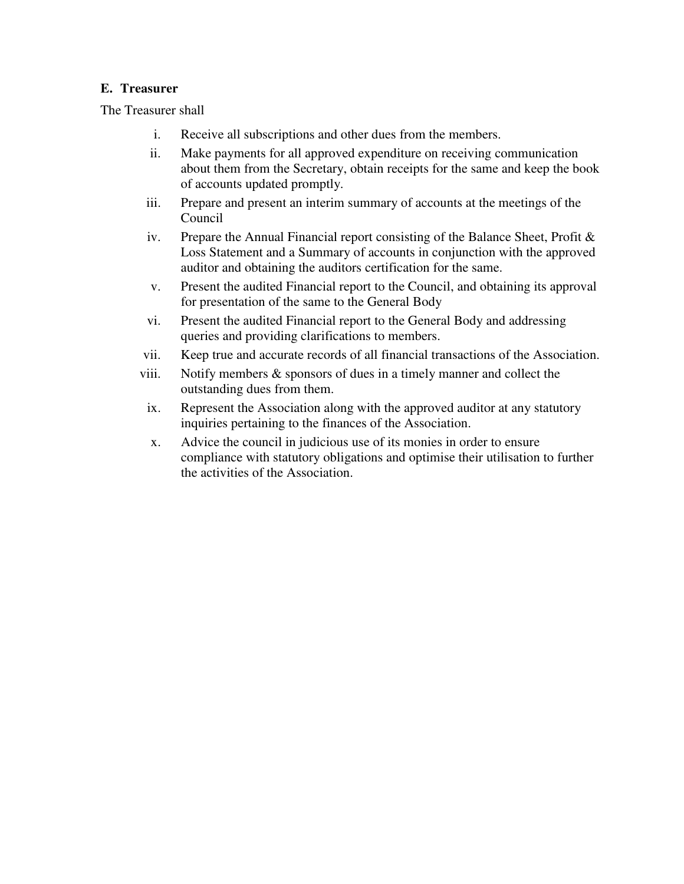**E. Treasurer**

The Treasurer shall

i. Receive all subscriptions and other dues from the members.
ii. Make payments for all approved expenditure on receiving communication about them from the Secretary, obtain receipts for the same and keep the book of accounts updated promptly.
iii. Prepare and present an interim summary of accounts at the meetings of the Council
iv. Prepare the Annual Financial report consisting of the Balance Sheet, Profit & Loss Statement and a Summary of accounts in conjunction with the approved auditor and obtaining the auditors certification for the same.
v. Present the audited Financial report to the Council, and obtaining its approval for presentation of the same to the General Body
vi. Present the audited Financial report to the General Body and addressing queries and providing clarifications to members.
vii. Keep true and accurate records of all financial transactions of the Association.
viii. Notify members & sponsors of dues in a timely manner and collect the outstanding dues from them.
ix. Represent the Association along with the approved auditor at any statutory inquiries pertaining to the finances of the Association.
x. Advice the council in judicious use of its monies in order to ensure compliance with statutory obligations and optimise their utilisation to further the activities of the Association.